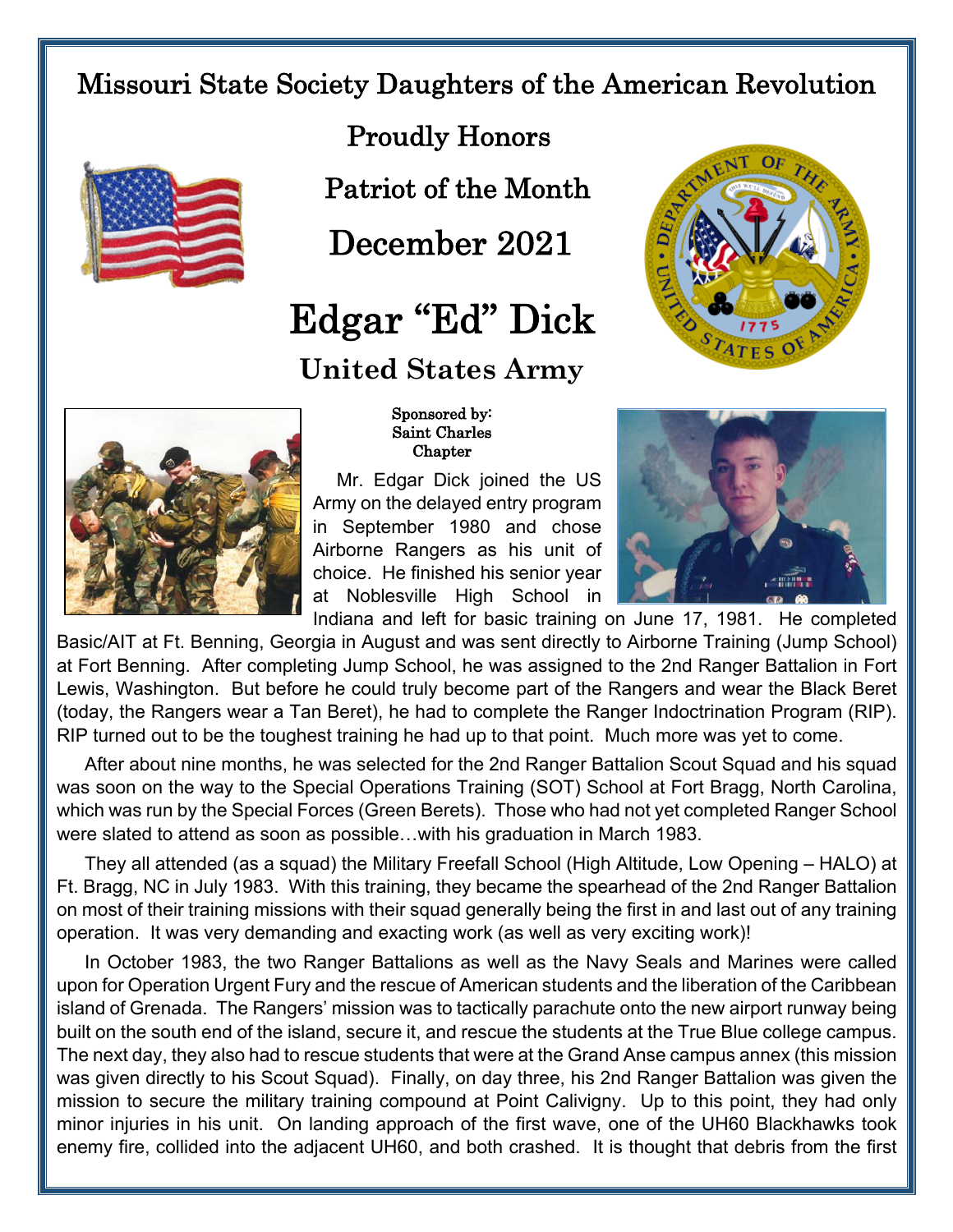# Missouri State Society Daughters of the American Revolution

## Proudly Honors

## Patriot of the Month

## December 2021

# Edgar "Ed" Dick

## United States Army

**Sponsored by: Saint Charles Chapter**

Mr. Edgar Dick joined the US Army on the delayed entry program in September 1980 and chose Airborne Rangers as his unit of choice. He finished his senior year at Noblesville High School in Indiana and left for basic training on June 17, 1981. He completed Basic/AIT at Ft. Benning, Georgia in August and was sent directly to Airborne Training (Jump School) at Fort Benning. After completing Jump School, he was assigned to the 2nd Ranger Battalion in Fort Lewis, Washington. But before he could truly become part of the Rangers and wear the Black Beret (today, the Rangers wear a Tan Beret), he had to complete the Ranger Indoctrination Program (RIP). RIP turned out to be the toughest training he had up to that point. Much more was yet to come.

After about nine months, he was selected for the 2nd Ranger Battalion Scout Squad and his squad was soon on the way to the Special Operations Training (SOT) School at Fort Bragg, North Carolina, which was run by the Special Forces (Green Berets). Those who had not yet completed Ranger School were slated to attend as soon as possible…with his graduation in March 1983.

They all attended (as a squad) the Military Freefall School (High Altitude, Low Opening – HALO) at Ft. Bragg, NC in July 1983. With this training, they became the spearhead of the 2nd Ranger Battalion on most of their training missions with their squad generally being the first in and last out of any training operation. It was very demanding and exacting work (as well as very exciting work)!

In October 1983, the two Ranger Battalions as well as the Navy Seals and Marines were called upon for Operation Urgent Fury and the rescue of American students and the liberation of the Caribbean island of Grenada. The Rangers' mission was to tactically parachute onto the new airport runway being built on the south end of the island, secure it, and rescue the students at the True Blue college campus. The next day, they also had to rescue students that were at the Grand Anse campus annex (this mission was given directly to his Scout Squad). Finally, on day three, his 2nd Ranger Battalion was given the mission to secure the military training compound at Point Calivigny. Up to this point, they had only minor injuries in his unit. On landing approach of the first wave, one of the UH60 Blackhawks took enemy fire, collided into the adjacent UH60, and both crashed. It is thought that debris from the first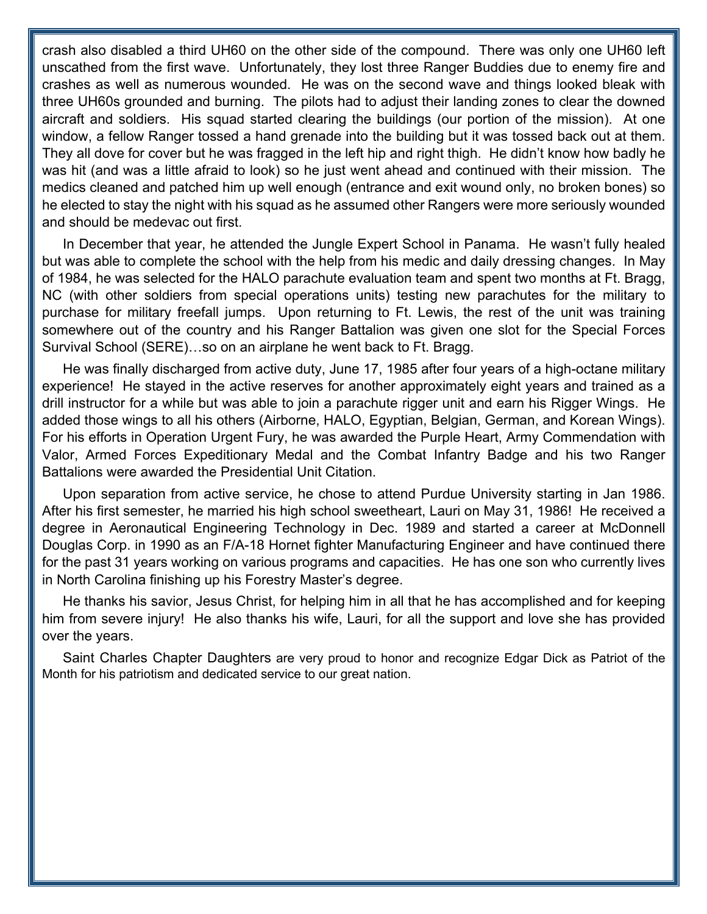crash also disabled a third UH60 on the other side of the compound. There was only one UH60 left unscathed from the first wave. Unfortunately, they lost three Ranger Buddies due to enemy fire and crashes as well as numerous wounded. He was on the second wave and things looked bleak with three UH60s grounded and burning. The pilots had to adjust their landing zones to clear the downed aircraft and soldiers. His squad started clearing the buildings (our portion of the mission). At one window, a fellow Ranger tossed a hand grenade into the building but it was tossed back out at them. They all dove for cover but he was fragged in the left hip and right thigh. He didn't know how badly he was hit (and was a little afraid to look) so he just went ahead and continued with their mission. The medics cleaned and patched him up well enough (entrance and exit wound only, no broken bones) so he elected to stay the night with his squad as he assumed other Rangers were more seriously wounded and should be medevac out first.

In December that year, he attended the Jungle Expert School in Panama. He wasn't fully healed but was able to complete the school with the help from his medic and daily dressing changes. In May of 1984, he was selected for the HALO parachute evaluation team and spent two months at Ft. Bragg, NC (with other soldiers from special operations units) testing new parachutes for the military to purchase for military freefall jumps. Upon returning to Ft. Lewis, the rest of the unit was training somewhere out of the country and his Ranger Battalion was given one slot for the Special Forces Survival School (SERE)…so on an airplane he went back to Ft. Bragg.

He was finally discharged from active duty, June 17, 1985 after four years of a high-octane military experience! He stayed in the active reserves for another approximately eight years and trained as a drill instructor for a while but was able to join a parachute rigger unit and earn his Rigger Wings. He added those wings to all his others (Airborne, HALO, Egyptian, Belgian, German, and Korean Wings). For his efforts in Operation Urgent Fury, he was awarded the Purple Heart, Army Commendation with Valor, Armed Forces Expeditionary Medal and the Combat Infantry Badge and his two Ranger Battalions were awarded the Presidential Unit Citation.

Upon separation from active service, he chose to attend Purdue University starting in Jan 1986. After his first semester, he married his high school sweetheart, Lauri on May 31, 1986! He received a degree in Aeronautical Engineering Technology in Dec. 1989 and started a career at McDonnell Douglas Corp. in 1990 as an F/A-18 Hornet fighter Manufacturing Engineer and have continued there for the past 31 years working on various programs and capacities. He has one son who currently lives in North Carolina finishing up his Forestry Master's degree.

He thanks his savior, Jesus Christ, for helping him in all that he has accomplished and for keeping him from severe injury! He also thanks his wife, Lauri, for all the support and love she has provided over the years.

Saint Charles Chapter Daughters are very proud to honor and recognize Edgar Dick as Patriot of the Month for his patriotism and dedicated service to our great nation.